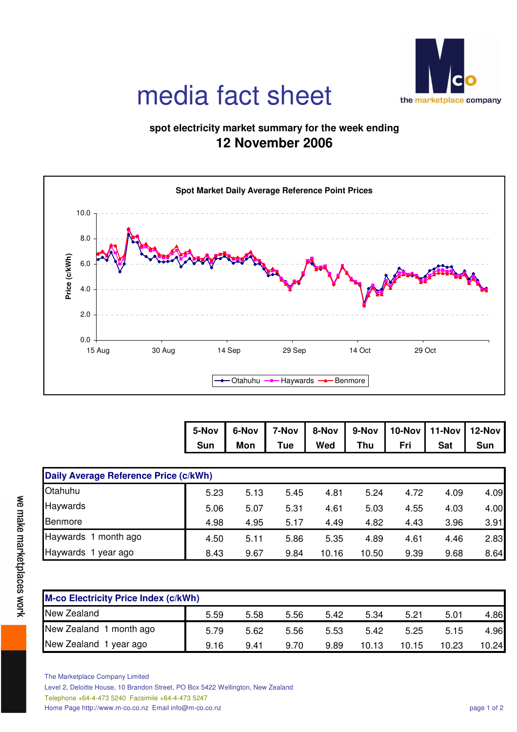# media fact sheet

the marketplace company

## spot electricity market summary for the week ending

## 12 November 2006

**Spot Market Daily Average Reference Point Prices**

| | 5-Nov Sun | 6-Nov Mon | 7-Nov Tue | 8-Nov Wed | 9-Nov Thu | 10-Nov Fri | 11-Nov Sat | 12-Nov Sun |
|---|---|---|---|---|---|---|---|---|
| **Daily Average Reference Price (c/kWh)** | | | | | | | | |
| Otahuhu | 5.23 | 5.13 | 5.45 | 4.81 | 5.24 | 4.72 | 4.09 | 4.09 |
| Haywards | 5.06 | 5.07 | 5.31 | 4.61 | 5.03 | 4.55 | 4.03 | 4.00 |
| Benmore | 4.98 | 4.95 | 5.17 | 4.49 | 4.82 | 4.43 | 3.96 | 3.91 |
| Haywards 1 month ago | 4.50 | 5.11 | 5.86 | 5.35 | 4.89 | 4.61 | 4.46 | 2.83 |
| Haywards 1 year ago | 8.43 | 9.67 | 9.84 | 10.16 | 10.50 | 9.39 | 9.68 | 8.64 |
| **M-co Electricity Price Index (c/kWh)** | | | | | | | | |
| New Zealand | 5.59 | 5.58 | 5.56 | 5.42 | 5.34 | 5.21 | 5.01 | 4.86 |
| New Zealand 1 month ago | 5.79 | 5.62 | 5.56 | 5.53 | 5.42 | 5.25 | 5.15 | 4.96 |
| New Zealand 1 year ago | 9.16 | 9.41 | 9.70 | 9.89 | 10.13 | 10.15 | 10.23 | 10.24 |

The Marketplace Company Limited
Level 2, Deloitte House, 10 Brandon Street, PO Box 5422 Wellington, New Zealand
Telephone +64-4-473 5240 Facsimile +64-4-473 5247
Home Page http://www.m-co.co.nz Email info@m-co.co.nz

we make marketplaces work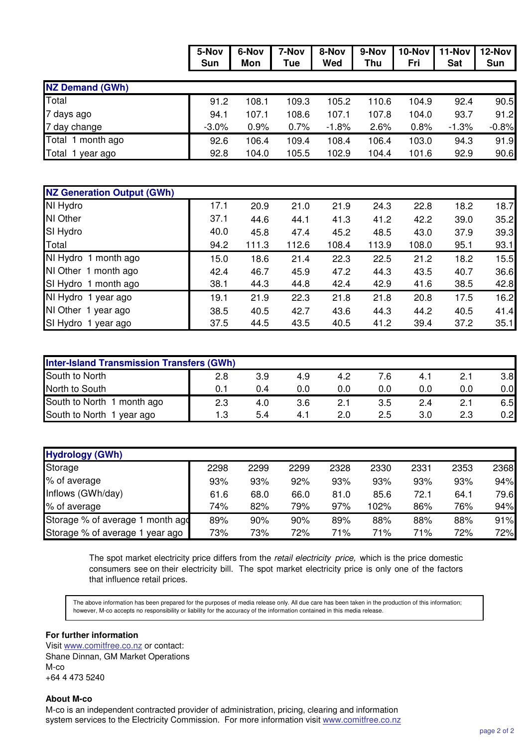| | 5-Nov Sun | 6-Nov Mon | 7-Nov Tue | 8-Nov Wed | 9-Nov Thu | 10-Nov Fri | 11-Nov Sat | 12-Nov Sun |
|---|---|---|---|---|---|---|---|---|
| **NZ Demand (GWh)** | | | | | | | | |
| Total | 91.2 | 108.1 | 109.3 | 105.2 | 110.6 | 104.9 | 92.4 | 90.5 |
| 7 days ago | 94.1 | 107.1 | 108.6 | 107.1 | 107.8 | 104.0 | 93.7 | 91.2 |
| 7 day change | -3.0% | 0.9% | 0.7% | -1.8% | 2.6% | 0.8% | -1.3% | -0.8% |
| Total 1 month ago | 92.6 | 106.4 | 109.4 | 108.4 | 106.4 | 103.0 | 94.3 | 91.9 |
| Total 1 year ago | 92.8 | 104.0 | 105.5 | 102.9 | 104.4 | 101.6 | 92.9 | 90.6 |

| | | | | | | | | |
|---|---|---|---|---|---|---|---|---|
| **NZ Generation Output (GWh)** | | | | | | | | |
| NI Hydro | 17.1 | 20.9 | 21.0 | 21.9 | 24.3 | 22.8 | 18.2 | 18.7 |
| NI Other | 37.1 | 44.6 | 44.1 | 41.3 | 41.2 | 42.2 | 39.0 | 35.2 |
| SI Hydro | 40.0 | 45.8 | 47.4 | 45.2 | 48.5 | 43.0 | 37.9 | 39.3 |
| Total | 94.2 | 111.3 | 112.6 | 108.4 | 113.9 | 108.0 | 95.1 | 93.1 |
| NI Hydro 1 month ago | 15.0 | 18.6 | 21.4 | 22.3 | 22.5 | 21.2 | 18.2 | 15.5 |
| NI Other 1 month ago | 42.4 | 46.7 | 45.9 | 47.2 | 44.3 | 43.5 | 40.7 | 36.6 |
| SI Hydro 1 month ago | 38.1 | 44.3 | 44.8 | 42.4 | 42.9 | 41.6 | 38.5 | 42.8 |
| NI Hydro 1 year ago | 19.1 | 21.9 | 22.3 | 21.8 | 21.8 | 20.8 | 17.5 | 16.2 |
| NI Other 1 year ago | 38.5 | 40.5 | 42.7 | 43.6 | 44.3 | 44.2 | 40.5 | 41.4 |
| SI Hydro 1 year ago | 37.5 | 44.5 | 43.5 | 40.5 | 41.2 | 39.4 | 37.2 | 35.1 |

| | | | | | | | | |
|---|---|---|---|---|---|---|---|---|
| **Inter-Island Transmission Transfers (GWh)** | | | | | | | | |
| South to North | 2.8 | 3.9 | 4.9 | 4.2 | 7.6 | 4.1 | 2.1 | 3.8 |
| North to South | 0.1 | 0.4 | 0.0 | 0.0 | 0.0 | 0.0 | 0.0 | 0.0 |
| South to North 1 month ago | 2.3 | 4.0 | 3.6 | 2.1 | 3.5 | 2.4 | 2.1 | 6.5 |
| South to North 1 year ago | 1.3 | 5.4 | 4.1 | 2.0 | 2.5 | 3.0 | 2.3 | 0.2 |

| | | | | | | | | |
|---|---|---|---|---|---|---|---|---|
| **Hydrology (GWh)** | | | | | | | | |
| Storage | 2298 | 2299 | 2299 | 2328 | 2330 | 2331 | 2353 | 2368 |
| % of average | 93% | 93% | 92% | 93% | 93% | 93% | 93% | 94% |
| Inflows (GWh/day) | 61.6 | 68.0 | 66.0 | 81.0 | 85.6 | 72.1 | 64.1 | 79.6 |
| % of average | 74% | 82% | 79% | 97% | 102% | 86% | 76% | 94% |
| Storage % of average 1 month ago | 89% | 90% | 90% | 89% | 88% | 88% | 88% | 91% |
| Storage % of average 1 year ago | 73% | 73% | 72% | 71% | 71% | 71% | 72% | 72% |

The spot market electricity price differs from the *retail electricity price,* which is the price domestic consumers see on their electricity bill. The spot market electricity price is only one of the factors that influence retail prices.

The above information has been prepared for the purposes of media release only. All due care has been taken in the production of this information; however, M-co accepts no responsibility or liability for the accuracy of the information contained in this media release.

**For further information**

Visit www.comitfree.co.nz or contact:
Shane Dinnan, GM Market Operations
M-co
+64 4 473 5240

**About M-co**

M-co is an independent contracted provider of administration, pricing, clearing and information system services to the Electricity Commission. For more information visit www.comitfree.co.nz